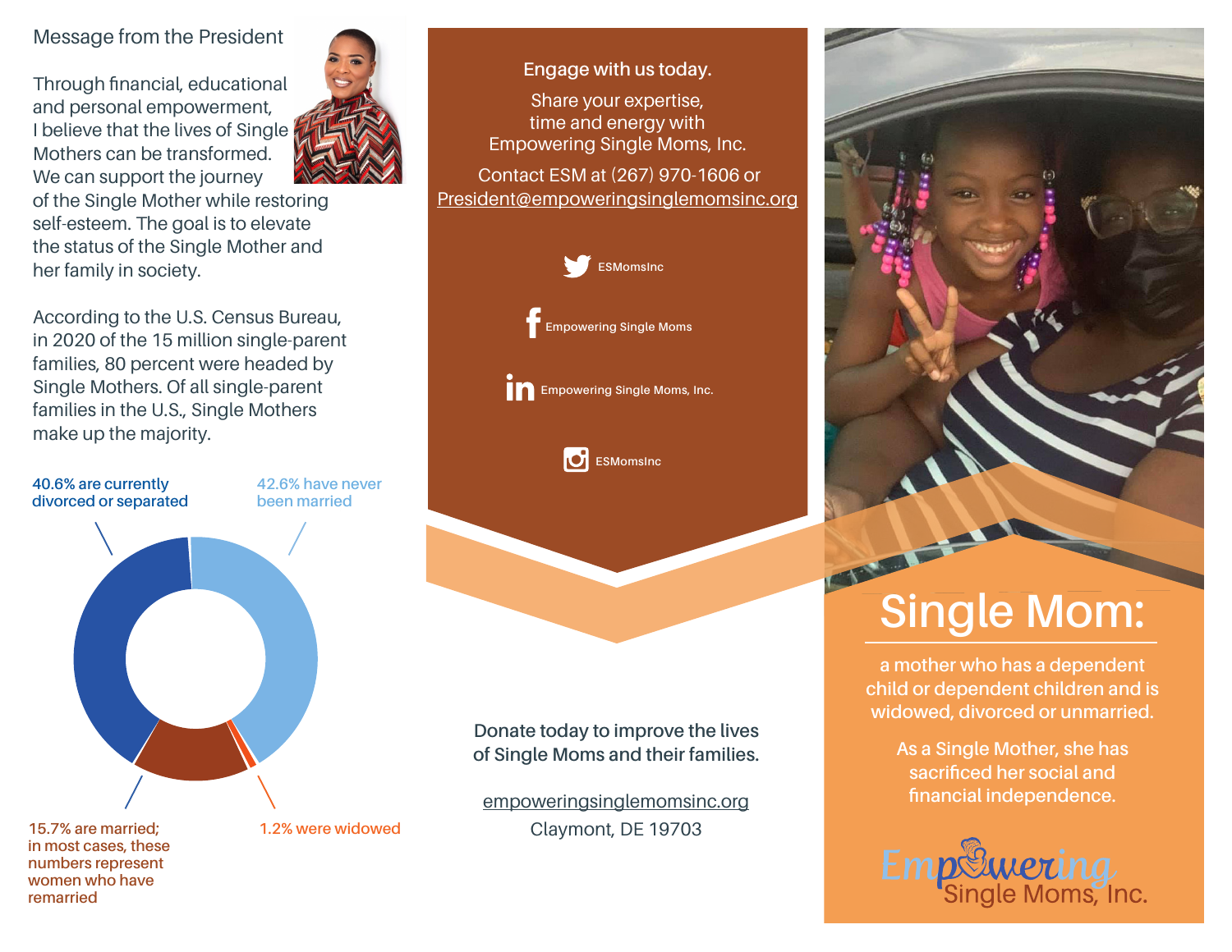## Message from the President

Through financial, educational and personal empowerment, I believe that the lives of Single Mothers can be transformed. We can support the journey of the Single Mother while restoring self-esteem. The goal is to elevate the status of the Single Mother and her family in society.

According to the U.S. Census Bureau, in 2020 of the 15 million single-parent families, 80 percent were headed by Single Mothers. Of all single-parent families in the U.S., Single Mothers make up the majority.

40.6% are currently divorced or separated

42.6% have never been married

15.7% are married; in most cases, these numbers represent women who have remarried

1.2% were widowed

**Engage with us today.**

Share your expertise, time and energy with Empowering Single Moms, Inc.

Contact ESM at (267) 970-1606 or President@empoweringsinglemomsinc.org

ESMomsInc

Empowering Single Moms

Empowering Single Moms, Inc.

ESMomsInc

Donate today to improve the lives of Single Moms and their families.

empoweringsinglemomsinc.org

Claymont, DE 19703

# Single Mom:

a mother who has a dependent child or dependent children and is widowed, divorced or unmarried.

As a Single Mother, she has sacrificed her social and financial independence.

Empowering Single Moms, Inc.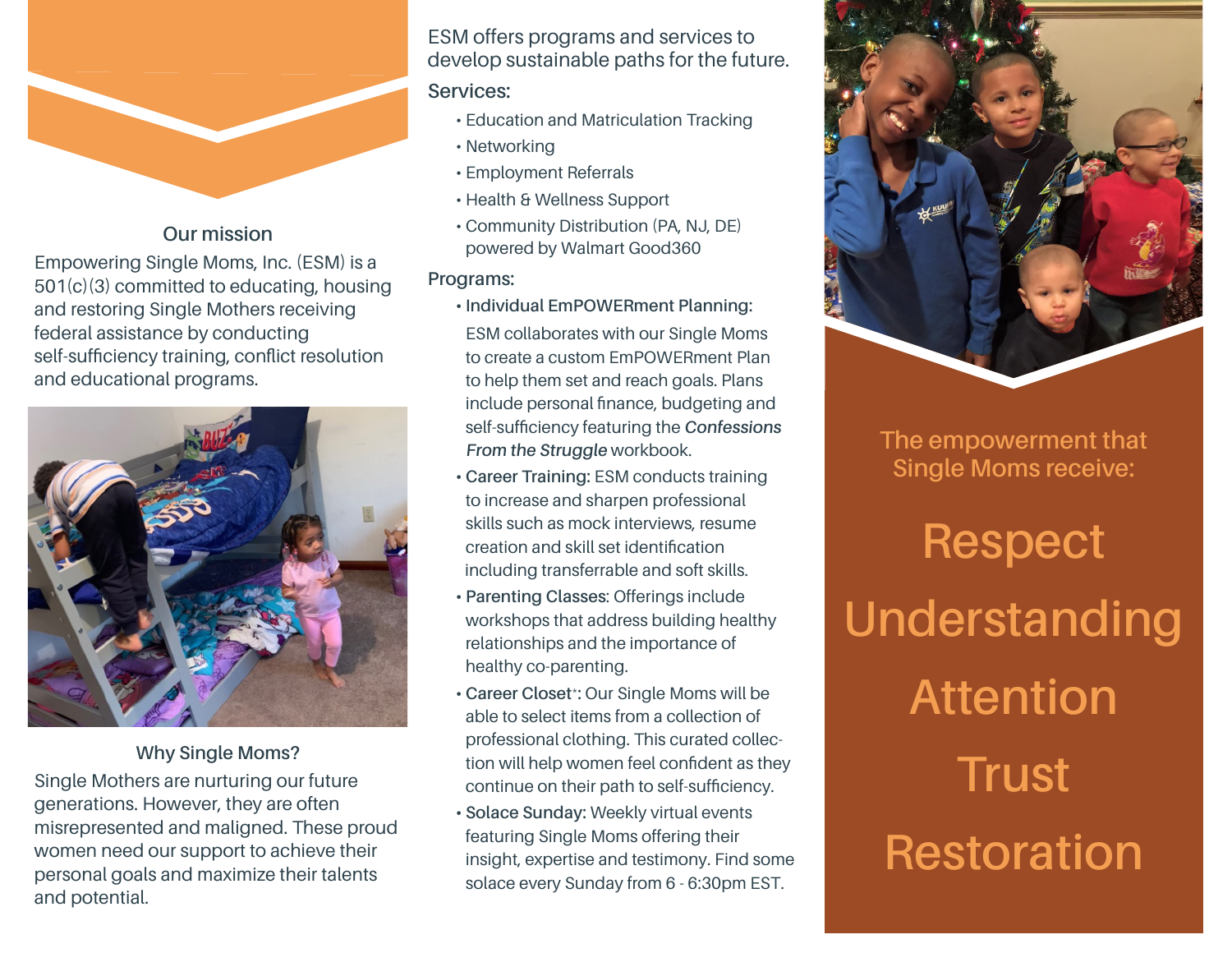### Our mission

Empowering Single Moms, Inc. (ESM) is a 501(c)(3) committed to educating, housing and restoring Single Mothers receiving federal assistance by conducting self-sufficiency training, conflict resolution and educational programs.

### Why Single Moms?

Single Mothers are nurturing our future generations. However, they are often misrepresented and maligned. These proud women need our support to achieve their personal goals and maximize their talents and potential.

ESM offers programs and services to develop sustainable paths for the future.

### Services:

- Education and Matriculation Tracking
- Networking
- Employment Referrals
- Health & Wellness Support
- Community Distribution (PA, NJ, DE) powered by Walmart Good360

### Programs:

- **Individual EmPOWERment Planning:** ESM collaborates with our Single Moms to create a custom EmPOWERment Plan to help them set and reach goals. Plans include personal finance, budgeting and self-sufficiency featuring the ***Confessions From the Struggle*** workbook.
- **Career Training:** ESM conducts training to increase and sharpen professional skills such as mock interviews, resume creation and skill set identification including transferrable and soft skills.
- **Parenting Classes**: Offerings include workshops that address building healthy relationships and the importance of healthy co-parenting.
- **Career Closet**[*]: Our Single Moms will be able to select items from a collection of professional clothing. This curated collection will help women feel confident as they continue on their path to self-sufficiency.
- **Solace Sunday:** Weekly virtual events featuring Single Moms offering their insight, expertise and testimony. Find some solace every Sunday from 6 - 6:30pm EST.

### The empowerment that Single Moms receive:

# Respect

# Understanding

# Attention

# Trust

# Restoration